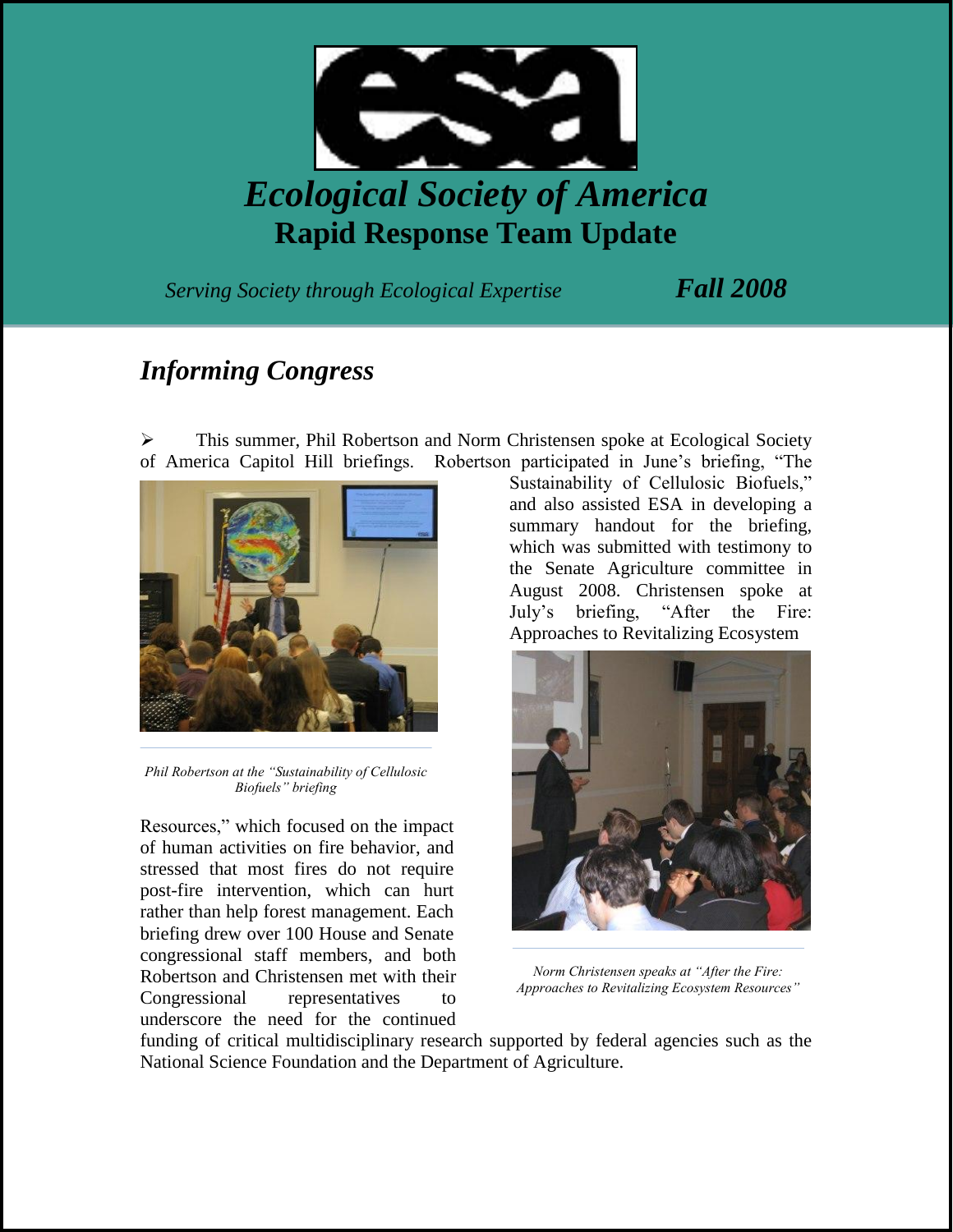# Ecological Society of America

## Rapid Response Team Update

*Serving Society through Ecological Expertise* ***Fall 2008***

## *Informing Congress*

- This summer, Phil Robertson and Norm Christensen spoke at Ecological Society of America Capitol Hill briefings. Robertson participated in June's briefing, "The Sustainability of Cellulosic Biofuels," and also assisted ESA in developing a summary handout for the briefing, which was submitted with testimony to the Senate Agriculture committee in August 2008. Christensen spoke at July's briefing, "After the Fire: Approaches to Revitalizing Ecosystem Resources," which focused on the impact of human activities on fire behavior, and stressed that most fires do not require post-fire intervention, which can hurt rather than help forest management. Each briefing drew over 100 House and Senate congressional staff members, and both Robertson and Christensen met with their Congressional representatives to underscore the need for the continued funding of critical multidisciplinary research supported by federal agencies such as the National Science Foundation and the Department of Agriculture.

*Phil Robertson at the "Sustainability of Cellulosic Biofuels" briefing*

*Norm Christensen speaks at "After the Fire: Approaches to Revitalizing Ecosystem Resources"*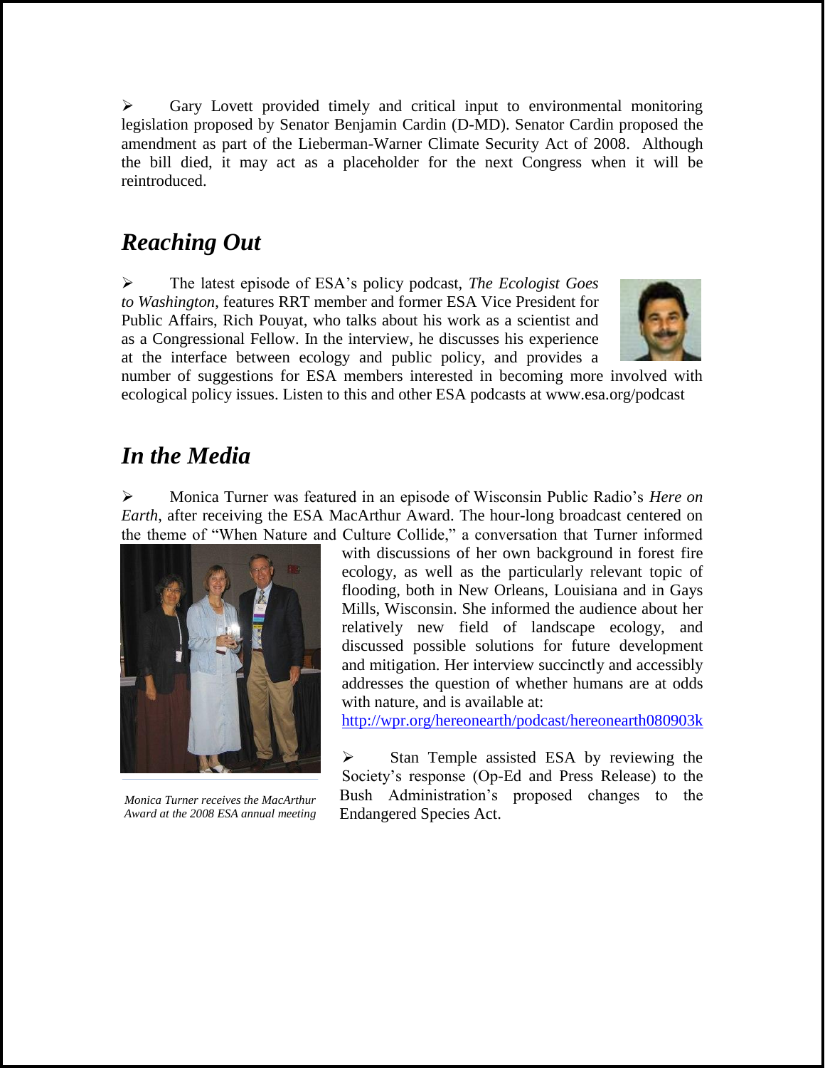- Gary Lovett provided timely and critical input to environmental monitoring legislation proposed by Senator Benjamin Cardin (D-MD). Senator Cardin proposed the amendment as part of the Lieberman-Warner Climate Security Act of 2008. Although the bill died, it may act as a placeholder for the next Congress when it will be reintroduced.

## *Reaching Out*

- The latest episode of ESA's policy podcast, *The Ecologist Goes to Washington*, features RRT member and former ESA Vice President for Public Affairs, Rich Pouyat, who talks about his work as a scientist and as a Congressional Fellow. In the interview, he discusses his experience at the interface between ecology and public policy, and provides a number of suggestions for ESA members interested in becoming more involved with ecological policy issues. Listen to this and other ESA podcasts at www.esa.org/podcast

## *In the Media*

- Monica Turner was featured in an episode of Wisconsin Public Radio's *Here on Earth*, after receiving the ESA MacArthur Award. The hour-long broadcast centered on the theme of "When Nature and Culture Collide," a conversation that Turner informed with discussions of her own background in forest fire ecology, as well as the particularly relevant topic of flooding, both in New Orleans, Louisiana and in Gays Mills, Wisconsin. She informed the audience about her relatively new field of landscape ecology, and discussed possible solutions for future development and mitigation. Her interview succinctly and accessibly addresses the question of whether humans are at odds with nature, and is available at: http://wpr.org/hereonearth/podcast/hereonearth080903k

*Monica Turner receives the MacArthur Award at the 2008 ESA annual meeting*

- Stan Temple assisted ESA by reviewing the Society's response (Op-Ed and Press Release) to the Bush Administration's proposed changes to the Endangered Species Act.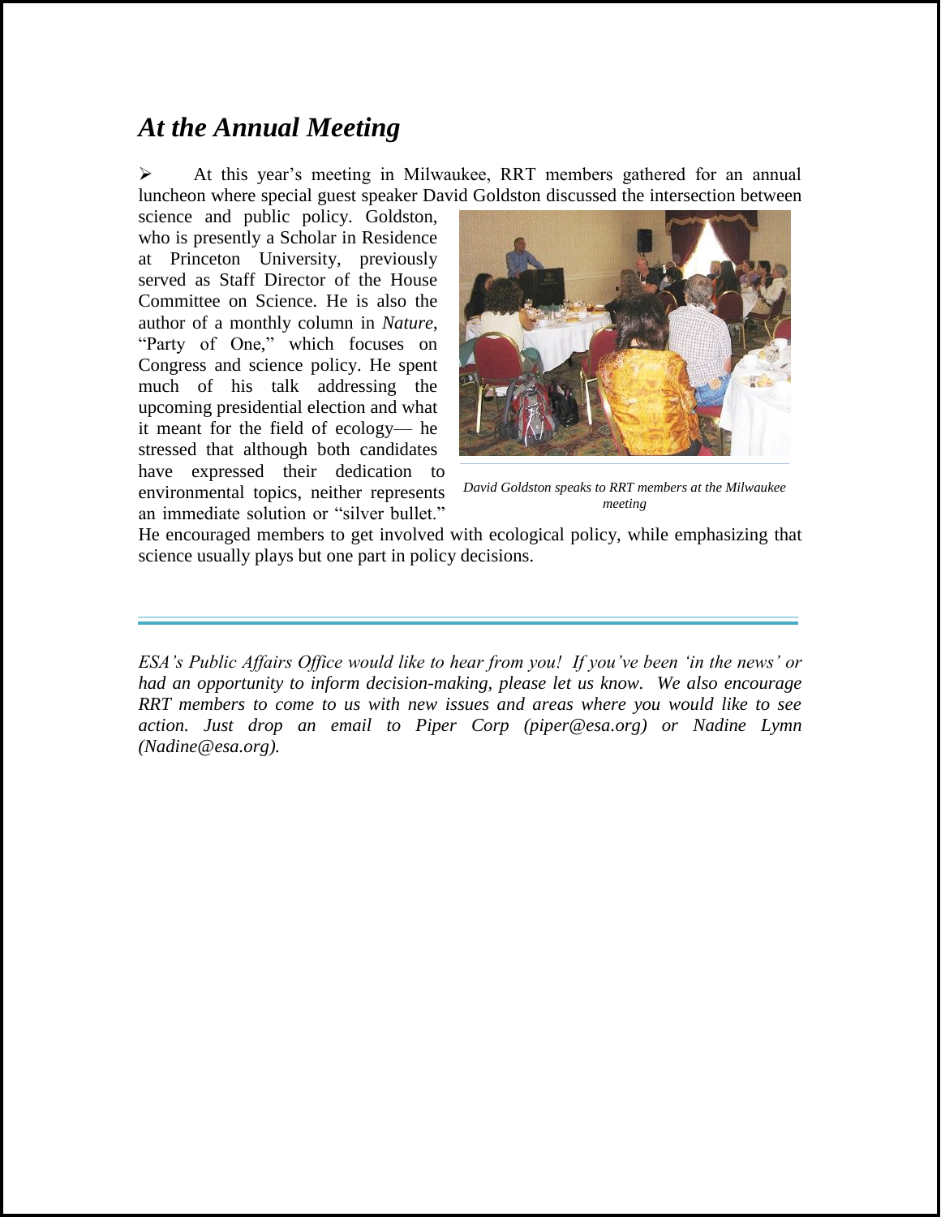## *At the Annual Meeting*

- At this year's meeting in Milwaukee, RRT members gathered for an annual luncheon where special guest speaker David Goldston discussed the intersection between science and public policy. Goldston, who is presently a Scholar in Residence at Princeton University, previously served as Staff Director of the House Committee on Science. He is also the author of a monthly column in *Nature*, "Party of One," which focuses on Congress and science policy. He spent much of his talk addressing the upcoming presidential election and what it meant for the field of ecology— he stressed that although both candidates have expressed their dedication to environmental topics, neither represents an immediate solution or "silver bullet." He encouraged members to get involved with ecological policy, while emphasizing that science usually plays but one part in policy decisions.

*David Goldston speaks to RRT members at the Milwaukee meeting*

---

*ESA's Public Affairs Office would like to hear from you! If you've been 'in the news' or had an opportunity to inform decision-making, please let us know. We also encourage RRT members to come to us with new issues and areas where you would like to see action. Just drop an email to Piper Corp (piper@esa.org) or Nadine Lymn (Nadine@esa.org).*